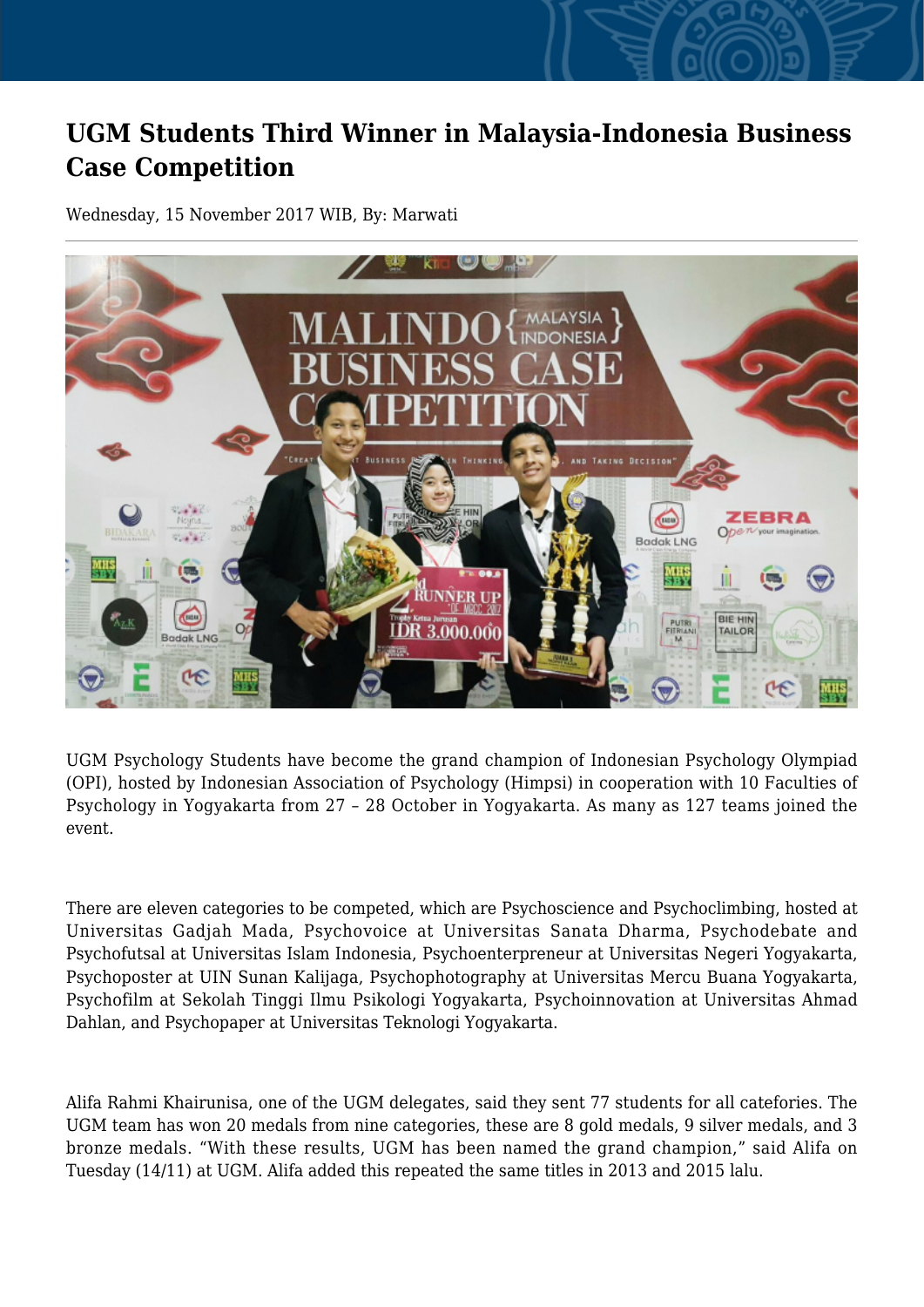# UGM Students Third Winner in Malaysia-Indonesia Business Case Competition

Wednesday, 15 November 2017 WIB, By: Marwati

UGM Psychology Students have become the grand champion of Indonesian Psychology Olympiad (OPI), hosted by Indonesian Association of Psychology (Himpsi) in cooperation with 10 Faculties of Psychology in Yogyakarta from 27 – 28 October in Yogyakarta. As many as 127 teams joined the event.

There are eleven categories to be competed, which are Psychoscience and Psychoclimbing, hosted at Universitas Gadjah Mada, Psychovoice at Universitas Sanata Dharma, Psychodebate and Psychofutsal at Universitas Islam Indonesia, Psychoenterpreneur at Universitas Negeri Yogyakarta, Psychoposter at UIN Sunan Kalijaga, Psychophotography at Universitas Mercu Buana Yogyakarta, Psychofilm at Sekolah Tinggi Ilmu Psikologi Yogyakarta, Psychoinnovation at Universitas Ahmad Dahlan, and Psychopaper at Universitas Teknologi Yogyakarta.

Alifa Rahmi Khairunisa, one of the UGM delegates, said they sent 77 students for all catefories. The UGM team has won 20 medals from nine categories, these are 8 gold medals, 9 silver medals, and 3 bronze medals. "With these results, UGM has been named the grand champion," said Alifa on Tuesday (14/11) at UGM. Alifa added this repeated the same titles in 2013 and 2015 lalu.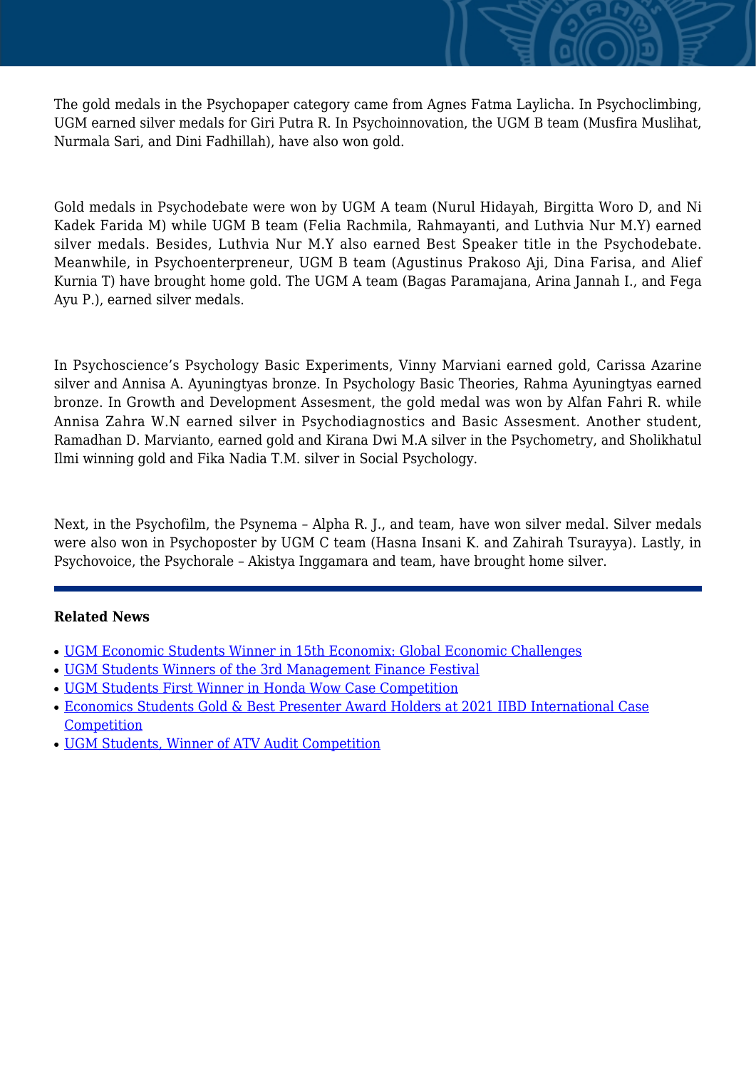The gold medals in the Psychopaper category came from Agnes Fatma Laylicha. In Psychoclimbing, UGM earned silver medals for Giri Putra R. In Psychoinnovation, the UGM B team (Musfira Muslihat, Nurmala Sari, and Dini Fadhillah), have also won gold.

Gold medals in Psychodebate were won by UGM A team (Nurul Hidayah, Birgitta Woro D, and Ni Kadek Farida M) while UGM B team (Felia Rachmila, Rahmayanti, and Luthvia Nur M.Y) earned silver medals. Besides, Luthvia Nur M.Y also earned Best Speaker title in the Psychodebate. Meanwhile, in Psychoenterpreneur, UGM B team (Agustinus Prakoso Aji, Dina Farisa, and Alief Kurnia T) have brought home gold. The UGM A team (Bagas Paramajana, Arina Jannah I., and Fega Ayu P.), earned silver medals.

In Psychoscience's Psychology Basic Experiments, Vinny Marviani earned gold, Carissa Azarine silver and Annisa A. Ayuningtyas bronze. In Psychology Basic Theories, Rahma Ayuningtyas earned bronze. In Growth and Development Assesment, the gold medal was won by Alfan Fahri R. while Annisa Zahra W.N earned silver in Psychodiagnostics and Basic Assesment. Another student, Ramadhan D. Marvianto, earned gold and Kirana Dwi M.A silver in the Psychometry, and Sholikhatul Ilmi winning gold and Fika Nadia T.M. silver in Social Psychology.

Next, in the Psychofilm, the Psynema – Alpha R. J., and team, have won silver medal. Silver medals were also won in Psychoposter by UGM C team (Hasna Insani K. and Zahirah Tsurayya). Lastly, in Psychovoice, the Psychorale – Akistya Inggamara and team, have brought home silver.

---

**Related News**

- UGM Economic Students Winner in 15th Economix: Global Economic Challenges
- UGM Students Winners of the 3rd Management Finance Festival
- UGM Students First Winner in Honda Wow Case Competition
- Economics Students Gold & Best Presenter Award Holders at 2021 IIBD International Case Competition
- UGM Students, Winner of ATV Audit Competition